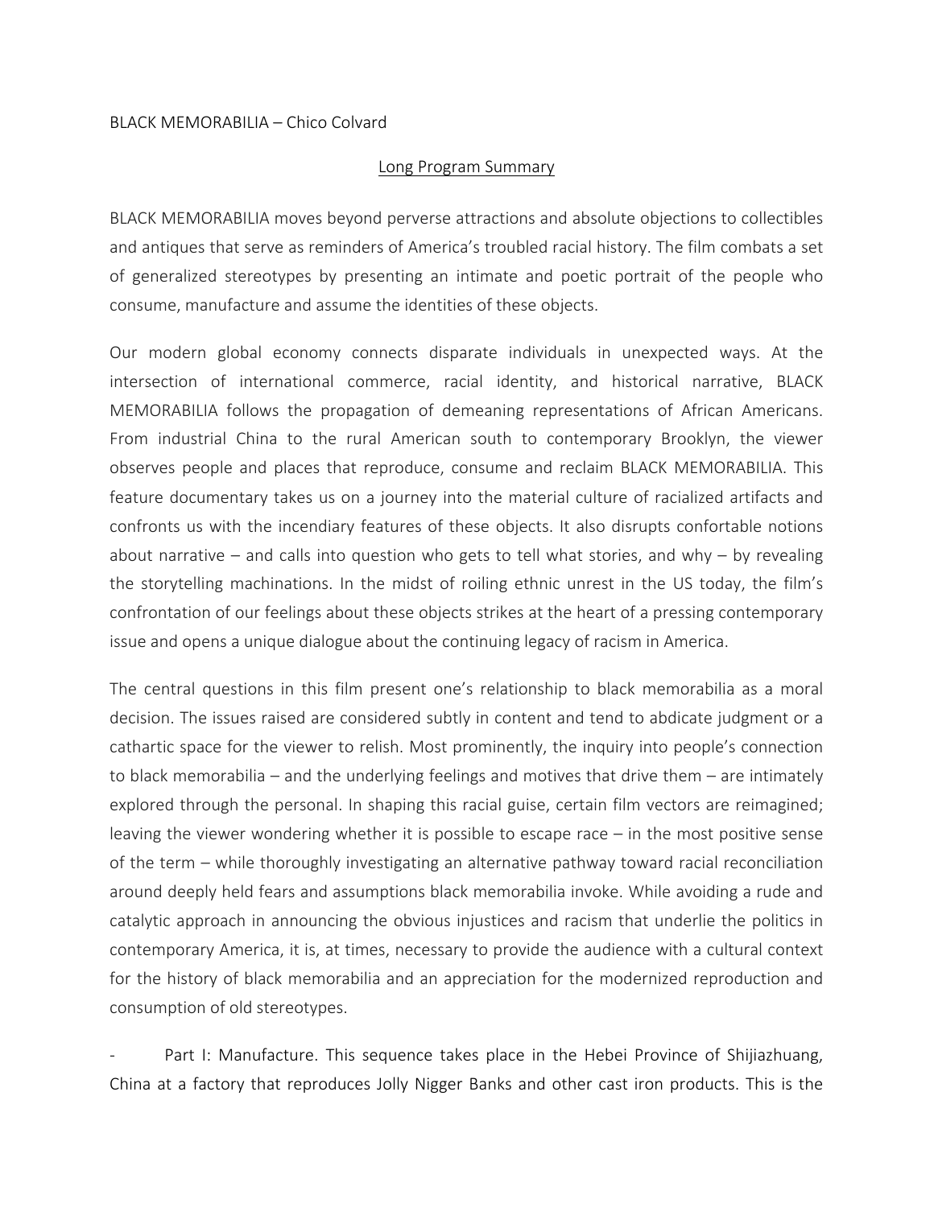BLACK MEMORABILIA – Chico Colvard

Long Program Summary

BLACK MEMORABILIA moves beyond perverse attractions and absolute objections to collectibles and antiques that serve as reminders of America's troubled racial history. The film combats a set of generalized stereotypes by presenting an intimate and poetic portrait of the people who consume, manufacture and assume the identities of these objects.

Our modern global economy connects disparate individuals in unexpected ways. At the intersection of international commerce, racial identity, and historical narrative, BLACK MEMORABILIA follows the propagation of demeaning representations of African Americans. From industrial China to the rural American south to contemporary Brooklyn, the viewer observes people and places that reproduce, consume and reclaim BLACK MEMORABILIA. This feature documentary takes us on a journey into the material culture of racialized artifacts and confronts us with the incendiary features of these objects. It also disrupts confortable notions about narrative – and calls into question who gets to tell what stories, and why – by revealing the storytelling machinations. In the midst of roiling ethnic unrest in the US today, the film's confrontation of our feelings about these objects strikes at the heart of a pressing contemporary issue and opens a unique dialogue about the continuing legacy of racism in America.

The central questions in this film present one's relationship to black memorabilia as a moral decision. The issues raised are considered subtly in content and tend to abdicate judgment or a cathartic space for the viewer to relish. Most prominently, the inquiry into people's connection to black memorabilia – and the underlying feelings and motives that drive them – are intimately explored through the personal. In shaping this racial guise, certain film vectors are reimagined; leaving the viewer wondering whether it is possible to escape race – in the most positive sense of the term – while thoroughly investigating an alternative pathway toward racial reconciliation around deeply held fears and assumptions black memorabilia invoke. While avoiding a rude and catalytic approach in announcing the obvious injustices and racism that underlie the politics in contemporary America, it is, at times, necessary to provide the audience with a cultural context for the history of black memorabilia and an appreciation for the modernized reproduction and consumption of old stereotypes.

- Part I: Manufacture. This sequence takes place in the Hebei Province of Shijiazhuang, China at a factory that reproduces Jolly Nigger Banks and other cast iron products. This is the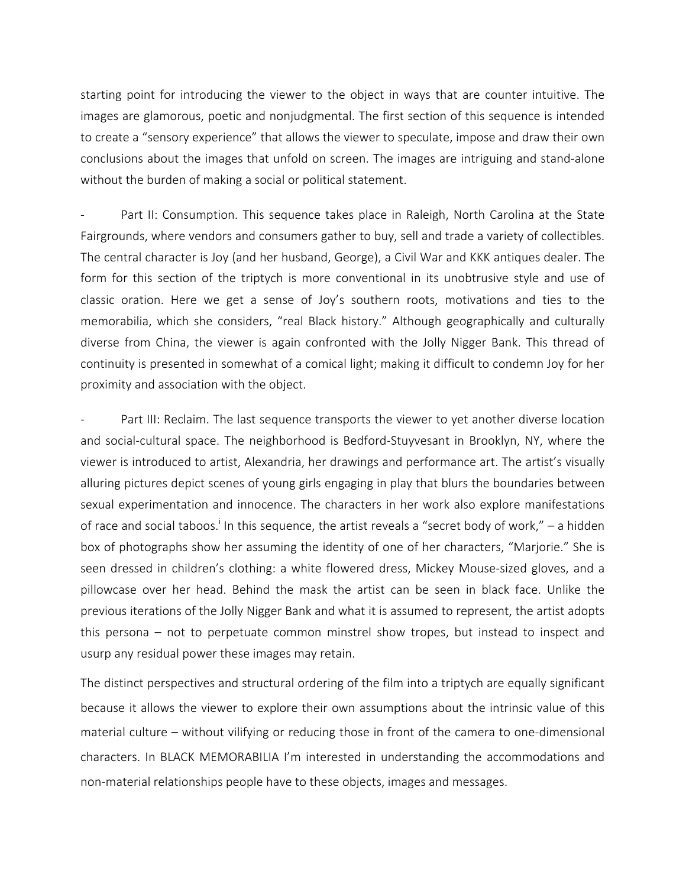starting point for introducing the viewer to the object in ways that are counter intuitive. The images are glamorous, poetic and nonjudgmental. The first section of this sequence is intended to create a "sensory experience" that allows the viewer to speculate, impose and draw their own conclusions about the images that unfold on screen. The images are intriguing and stand-alone without the burden of making a social or political statement.

- Part II: Consumption. This sequence takes place in Raleigh, North Carolina at the State Fairgrounds, where vendors and consumers gather to buy, sell and trade a variety of collectibles. The central character is Joy (and her husband, George), a Civil War and KKK antiques dealer. The form for this section of the triptych is more conventional in its unobtrusive style and use of classic oration. Here we get a sense of Joy's southern roots, motivations and ties to the memorabilia, which she considers, "real Black history." Although geographically and culturally diverse from China, the viewer is again confronted with the Jolly Nigger Bank. This thread of continuity is presented in somewhat of a comical light; making it difficult to condemn Joy for her proximity and association with the object.

- Part III: Reclaim. The last sequence transports the viewer to yet another diverse location and social-cultural space. The neighborhood is Bedford-Stuyvesant in Brooklyn, NY, where the viewer is introduced to artist, Alexandria, her drawings and performance art. The artist's visually alluring pictures depict scenes of young girls engaging in play that blurs the boundaries between sexual experimentation and innocence. The characters in her work also explore manifestations of race and social taboos.[i] In this sequence, the artist reveals a "secret body of work," – a hidden box of photographs show her assuming the identity of one of her characters, "Marjorie." She is seen dressed in children's clothing: a white flowered dress, Mickey Mouse-sized gloves, and a pillowcase over her head. Behind the mask the artist can be seen in black face. Unlike the previous iterations of the Jolly Nigger Bank and what it is assumed to represent, the artist adopts this persona – not to perpetuate common minstrel show tropes, but instead to inspect and usurp any residual power these images may retain.

The distinct perspectives and structural ordering of the film into a triptych are equally significant because it allows the viewer to explore their own assumptions about the intrinsic value of this material culture – without vilifying or reducing those in front of the camera to one-dimensional characters. In BLACK MEMORABILIA I'm interested in understanding the accommodations and non-material relationships people have to these objects, images and messages.